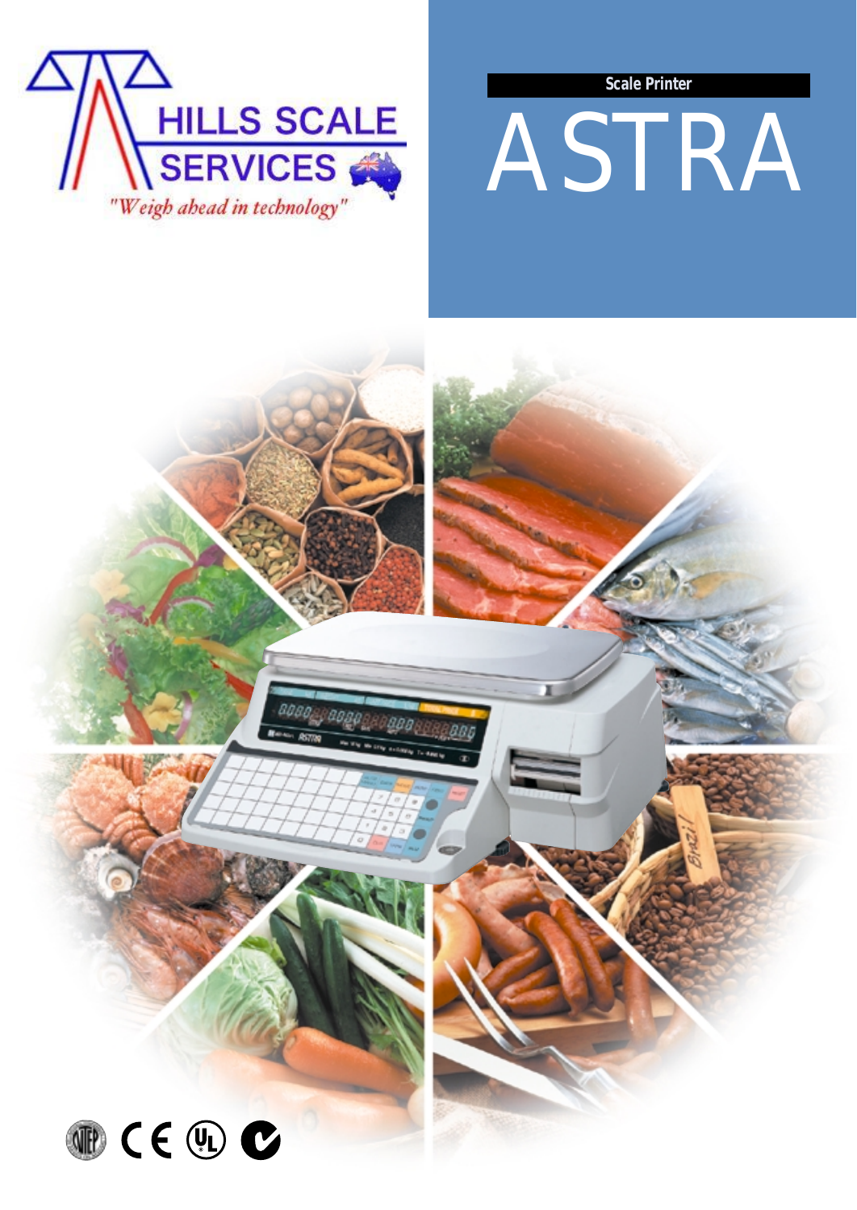HILLS SCALE SERVICES

"Weigh ahead in technology"

Scale Printer

# ASTRA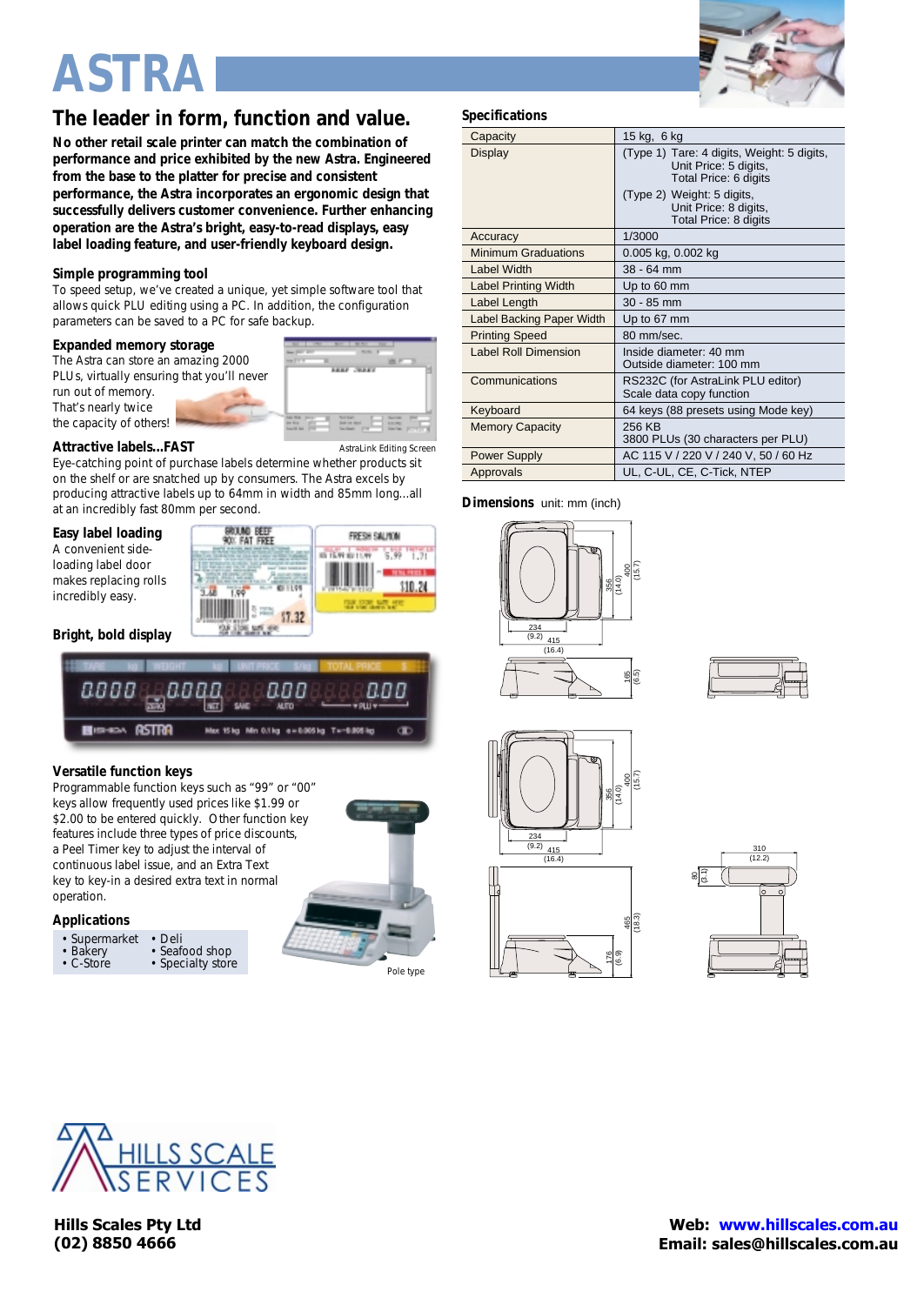# ASTRA

## The leader in form, function and value.

**No other retail scale printer can match the combination of performance and price exhibited by the new Astra. Engineered from the base to the platter for precise and consistent performance, the Astra incorporates an ergonomic design that successfully delivers customer convenience. Further enhancing operation are the Astra's bright, easy-to-read displays, easy label loading feature, and user-friendly keyboard design.**

### Simple programming tool

To speed setup, we've created a unique, yet simple software tool that allows quick PLU editing using a PC. In addition, the configuration parameters can be saved to a PC for safe backup.

### Expanded memory storage

The Astra can store an amazing 2000 PLUs, virtually ensuring that you'll never run out of memory. That's nearly twice the capacity of others!

AstraLink Editing Screen

### Attractive labels...FAST

Eye-catching point of purchase labels determine whether products sit on the shelf or are snatched up by consumers. The Astra excels by producing attractive labels up to 64mm in width and 85mm long...all at an incredibly fast 80mm per second.

### Easy label loading

A convenient side-loading label door makes replacing rolls incredibly easy.

### Bright, bold display

### Versatile function keys

Programmable function keys such as "99" or "00" keys allow frequently used prices like $1.99 or $2.00 to be entered quickly. Other function key features include three types of price discounts, a Peel Timer key to adjust the interval of continuous label issue, and an Extra Text key to key-in a desired extra text in normal operation.

### Applications

- Supermarket
- Bakery
- C-Store
- Deli
- Seafood shop
- Specialty store

Pole type

### Specifications

| | |
|---|---|
| Capacity | 15 kg, 6 kg |
| Display | (Type 1) Tare: 4 digits, Weight: 5 digits, Unit Price: 5 digits, Total Price: 6 digits<br>(Type 2) Weight: 5 digits, Unit Price: 8 digits, Total Price: 8 digits |
| Accuracy | 1/3000 |
| Minimum Graduations | 0.005 kg, 0.002 kg |
| Label Width | 38 - 64 mm |
| Label Printing Width | Up to 60 mm |
| Label Length | 30 - 85 mm |
| Label Backing Paper Width | Up to 67 mm |
| Printing Speed | 80 mm/sec. |
| Label Roll Dimension | Inside diameter: 40 mm<br>Outside diameter: 100 mm |
| Communications | RS232C (for AstraLink PLU editor)<br>Scale data copy function |
| Keyboard | 64 keys (88 presets using Mode key) |
| Memory Capacity | 256 KB<br>3800 PLUs (30 characters per PLU) |
| Power Supply | AC 115 V / 220 V / 240 V, 50 / 60 Hz |
| Approvals | UL, C-UL, CE, C-Tick, NTEP |

### Dimensions unit: mm (inch)

234 (9.2)
415 (16.4)
356 (14.0)
400 (15.7)
165 (6.5)

234 (9.2)
415 (16.4)
356 (14.0)
400 (15.7)
310 (12.2)
80 (3.1)
465 (18.3)
176 (6.9)

HILLS SCALE SERVICES

**Hills Scales Pty Ltd**
**(02) 8850 4666**

**Web: www.hillscales.com.au**
**Email: sales@hillscales.com.au**